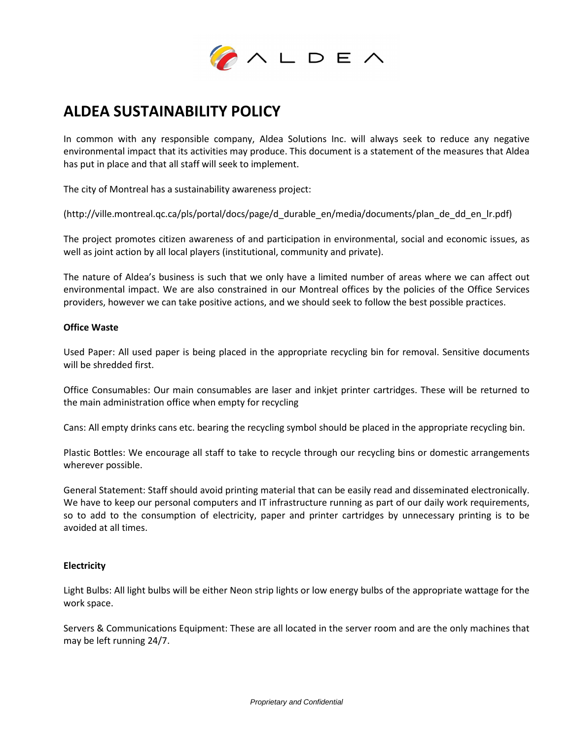# ALDEA SUSTAINABILITY POLICY

In common with any responsible company, Aldea Solutions Inc. will always seek to reduce any negative environmental impact that its activities may produce. This document is a statement of the measures that Aldea has put in place and that all staff will seek to implement.

The city of Montreal has a sustainability awareness project:

(http://ville.montreal.qc.ca/pls/portal/docs/page/d_durable_en/media/documents/plan_de_dd_en_lr.pdf)

The project promotes citizen awareness of and participation in environmental, social and economic issues, as well as joint action by all local players (institutional, community and private).

The nature of Aldea's business is such that we only have a limited number of areas where we can affect out environmental impact. We are also constrained in our Montreal offices by the policies of the Office Services providers, however we can take positive actions, and we should seek to follow the best possible practices.

**Office Waste**

Used Paper: All used paper is being placed in the appropriate recycling bin for removal. Sensitive documents will be shredded first.

Office Consumables: Our main consumables are laser and inkjet printer cartridges. These will be returned to the main administration office when empty for recycling

Cans: All empty drinks cans etc. bearing the recycling symbol should be placed in the appropriate recycling bin.

Plastic Bottles: We encourage all staff to take to recycle through our recycling bins or domestic arrangements wherever possible.

General Statement: Staff should avoid printing material that can be easily read and disseminated electronically. We have to keep our personal computers and IT infrastructure running as part of our daily work requirements, so to add to the consumption of electricity, paper and printer cartridges by unnecessary printing is to be avoided at all times.

**Electricity**

Light Bulbs: All light bulbs will be either Neon strip lights or low energy bulbs of the appropriate wattage for the work space.

Servers & Communications Equipment: These are all located in the server room and are the only machines that may be left running 24/7.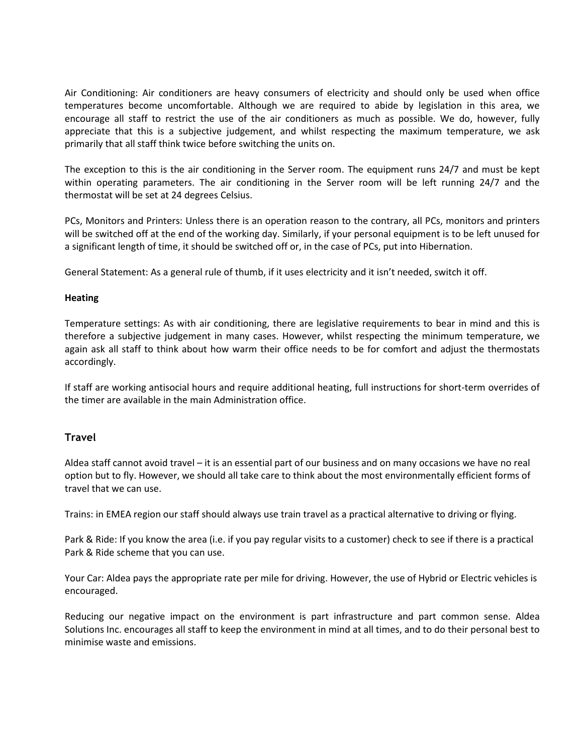Air Conditioning: Air conditioners are heavy consumers of electricity and should only be used when office temperatures become uncomfortable. Although we are required to abide by legislation in this area, we encourage all staff to restrict the use of the air conditioners as much as possible. We do, however, fully appreciate that this is a subjective judgement, and whilst respecting the maximum temperature, we ask primarily that all staff think twice before switching the units on.

The exception to this is the air conditioning in the Server room. The equipment runs 24/7 and must be kept within operating parameters. The air conditioning in the Server room will be left running 24/7 and the thermostat will be set at 24 degrees Celsius.

PCs, Monitors and Printers: Unless there is an operation reason to the contrary, all PCs, monitors and printers will be switched off at the end of the working day. Similarly, if your personal equipment is to be left unused for a significant length of time, it should be switched off or, in the case of PCs, put into Hibernation.

General Statement: As a general rule of thumb, if it uses electricity and it isn't needed, switch it off.

**Heating**

Temperature settings: As with air conditioning, there are legislative requirements to bear in mind and this is therefore a subjective judgement in many cases. However, whilst respecting the minimum temperature, we again ask all staff to think about how warm their office needs to be for comfort and adjust the thermostats accordingly.

If staff are working antisocial hours and require additional heating, full instructions for short-term overrides of the timer are available in the main Administration office.

## Travel

Aldea staff cannot avoid travel – it is an essential part of our business and on many occasions we have no real option but to fly. However, we should all take care to think about the most environmentally efficient forms of travel that we can use.

Trains: in EMEA region our staff should always use train travel as a practical alternative to driving or flying.

Park & Ride: If you know the area (i.e. if you pay regular visits to a customer) check to see if there is a practical Park & Ride scheme that you can use.

Your Car: Aldea pays the appropriate rate per mile for driving. However, the use of Hybrid or Electric vehicles is encouraged.

Reducing our negative impact on the environment is part infrastructure and part common sense. Aldea Solutions Inc. encourages all staff to keep the environment in mind at all times, and to do their personal best to minimise waste and emissions.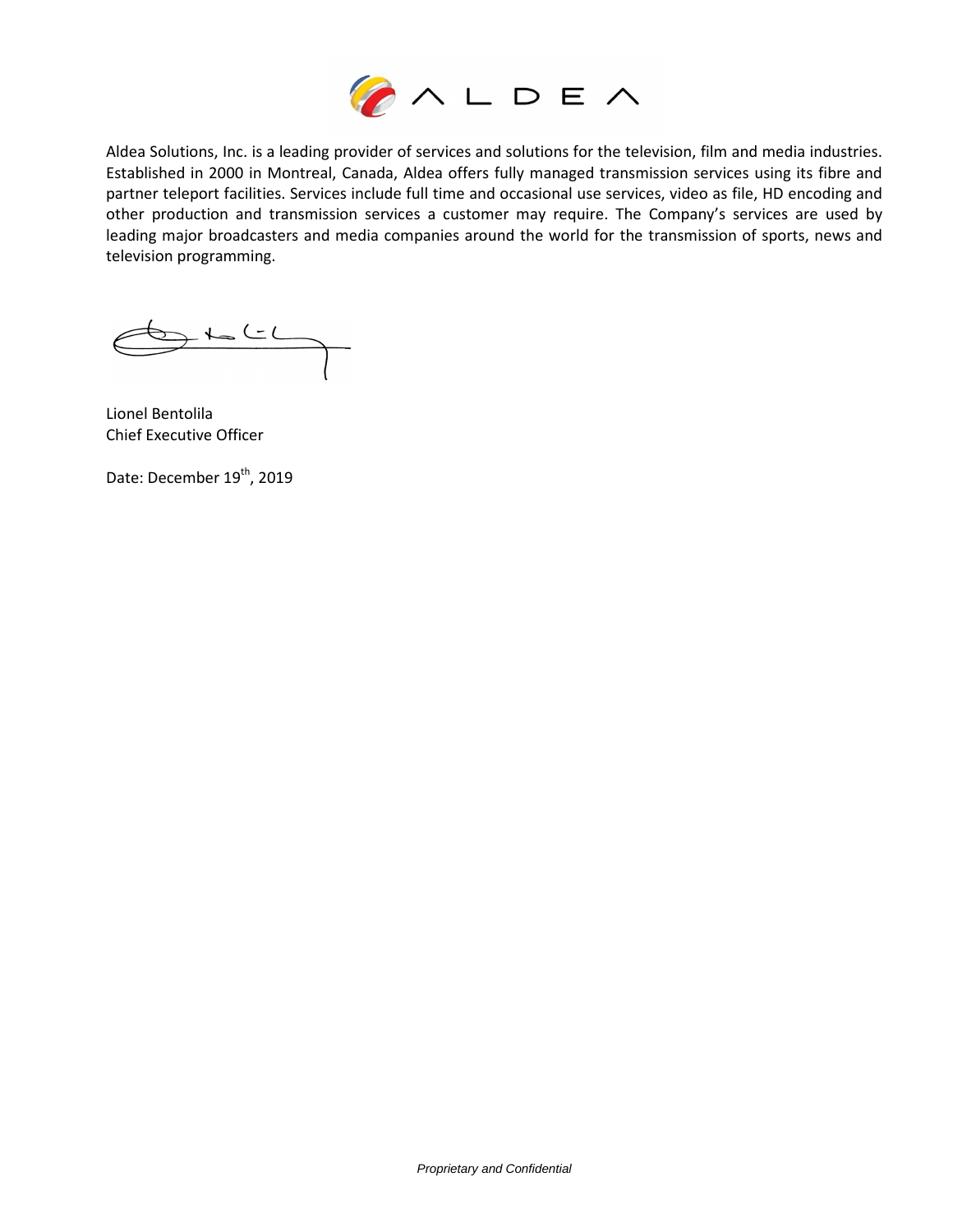ALDEA

Aldea Solutions, Inc. is a leading provider of services and solutions for the television, film and media industries. Established in 2000 in Montreal, Canada, Aldea offers fully managed transmission services using its fibre and partner teleport facilities. Services include full time and occasional use services, video as file, HD encoding and other production and transmission services a customer may require. The Company's services are used by leading major broadcasters and media companies around the world for the transmission of sports, news and television programming.

Lionel Bentolila
Chief Executive Officer

Date: December 19th, 2019

*Proprietary and Confidential*